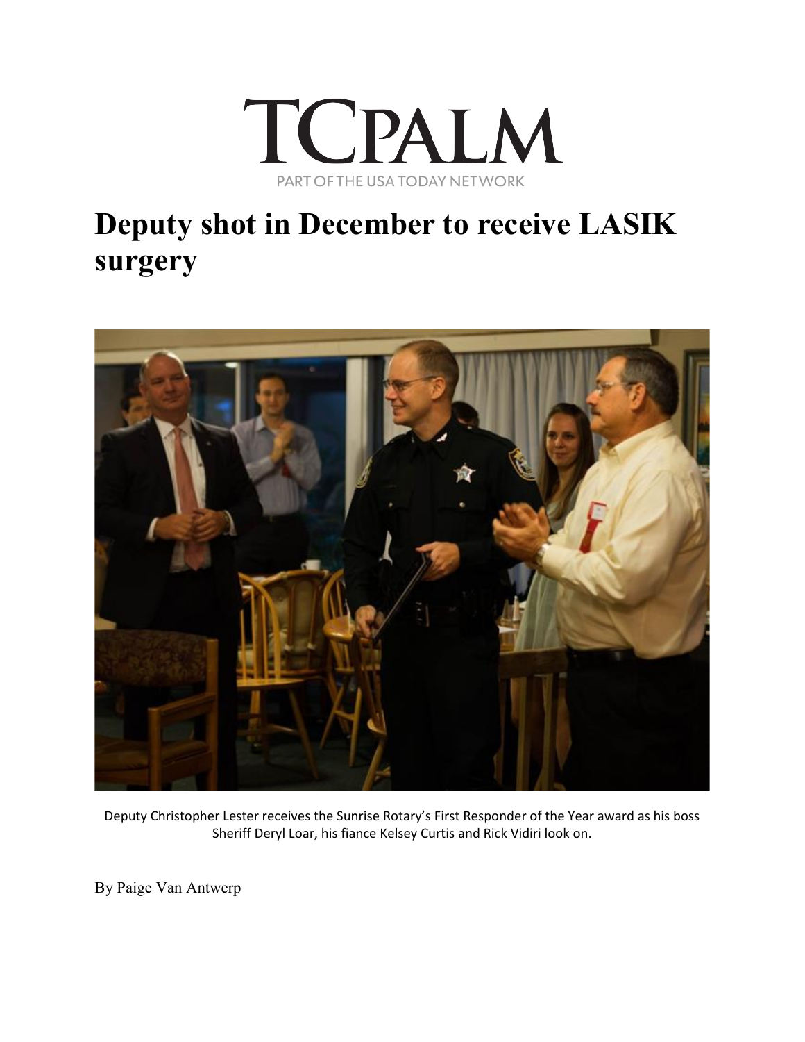TCPALM

PART OF THE USA TODAY NETWORK

# Deputy shot in December to receive LASIK surgery

Deputy Christopher Lester receives the Sunrise Rotary's First Responder of the Year award as his boss Sheriff Deryl Loar, his fiance Kelsey Curtis and Rick Vidiri look on.

By Paige Van Antwerp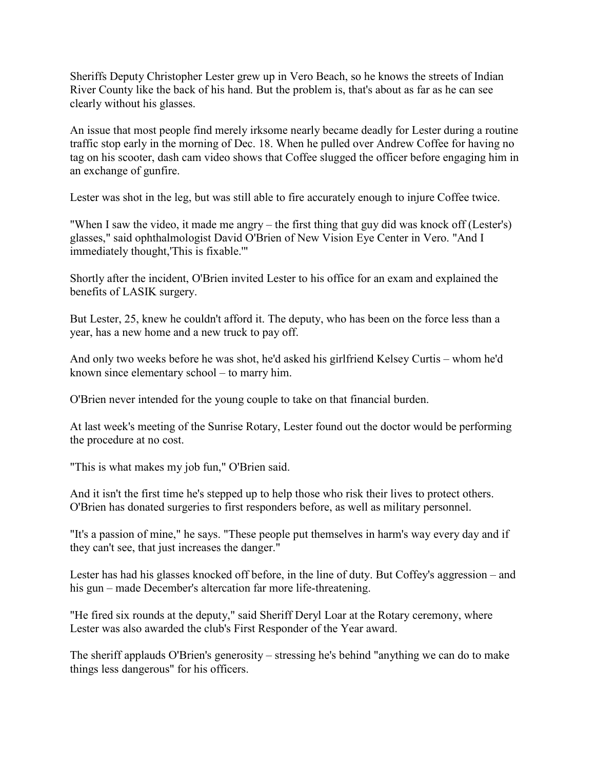Sheriffs Deputy Christopher Lester grew up in Vero Beach, so he knows the streets of Indian River County like the back of his hand. But the problem is, that's about as far as he can see clearly without his glasses.

An issue that most people find merely irksome nearly became deadly for Lester during a routine traffic stop early in the morning of Dec. 18. When he pulled over Andrew Coffee for having no tag on his scooter, dash cam video shows that Coffee slugged the officer before engaging him in an exchange of gunfire.

Lester was shot in the leg, but was still able to fire accurately enough to injure Coffee twice.

"When I saw the video, it made me angry – the first thing that guy did was knock off (Lester's) glasses," said ophthalmologist David O'Brien of New Vision Eye Center in Vero. "And I immediately thought,'This is fixable.'"

Shortly after the incident, O'Brien invited Lester to his office for an exam and explained the benefits of LASIK surgery.

But Lester, 25, knew he couldn't afford it. The deputy, who has been on the force less than a year, has a new home and a new truck to pay off.

And only two weeks before he was shot, he'd asked his girlfriend Kelsey Curtis – whom he'd known since elementary school – to marry him.

O'Brien never intended for the young couple to take on that financial burden.

At last week's meeting of the Sunrise Rotary, Lester found out the doctor would be performing the procedure at no cost.

"This is what makes my job fun," O'Brien said.

And it isn't the first time he's stepped up to help those who risk their lives to protect others. O'Brien has donated surgeries to first responders before, as well as military personnel.

"It's a passion of mine," he says. "These people put themselves in harm's way every day and if they can't see, that just increases the danger."

Lester has had his glasses knocked off before, in the line of duty. But Coffey's aggression – and his gun – made December's altercation far more life-threatening.

"He fired six rounds at the deputy," said Sheriff Deryl Loar at the Rotary ceremony, where Lester was also awarded the club's First Responder of the Year award.

The sheriff applauds O'Brien's generosity – stressing he's behind "anything we can do to make things less dangerous" for his officers.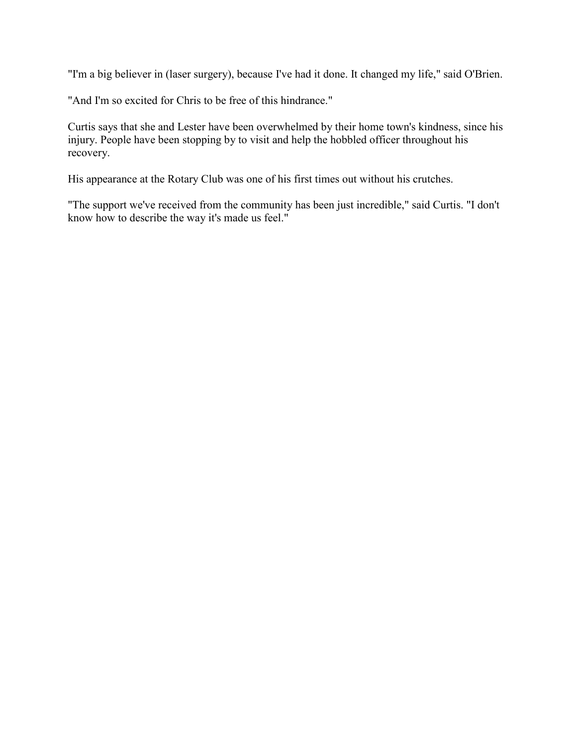"I'm a big believer in (laser surgery), because I've had it done. It changed my life," said O'Brien.

"And I'm so excited for Chris to be free of this hindrance."

Curtis says that she and Lester have been overwhelmed by their home town's kindness, since his injury. People have been stopping by to visit and help the hobbled officer throughout his recovery.

His appearance at the Rotary Club was one of his first times out without his crutches.

"The support we've received from the community has been just incredible," said Curtis. "I don't know how to describe the way it's made us feel."